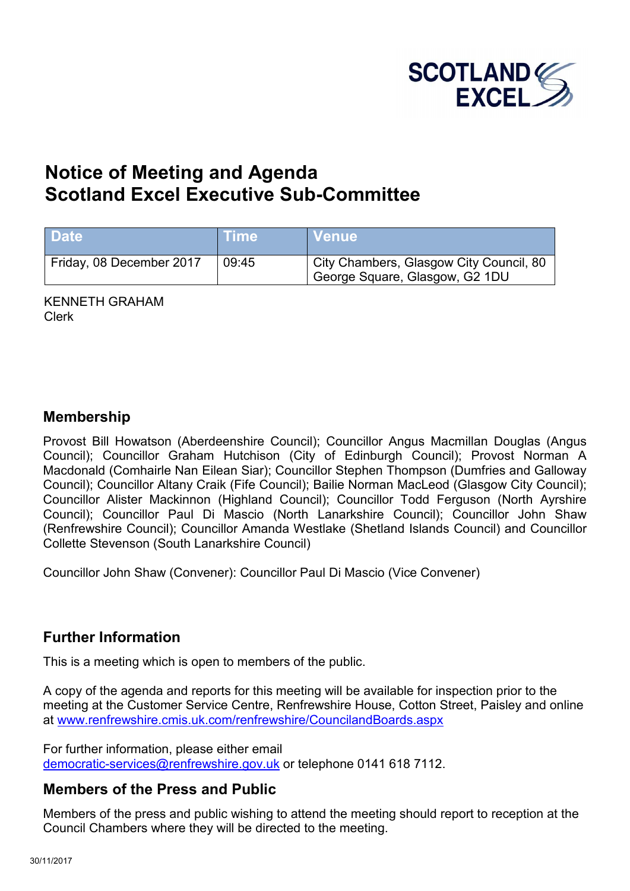SCOTLAND EXCEL

# Notice of Meeting and Agenda
# Scotland Excel Executive Sub-Committee

| Date | Time | Venue |
| --- | --- | --- |
| Friday, 08 December 2017 | 09:45 | City Chambers, Glasgow City Council, 80 George Square, Glasgow, G2 1DU |

KENNETH GRAHAM
Clerk

## Membership

Provost Bill Howatson (Aberdeenshire Council); Councillor Angus Macmillan Douglas (Angus Council); Councillor Graham Hutchison (City of Edinburgh Council); Provost Norman A Macdonald (Comhairle Nan Eilean Siar); Councillor Stephen Thompson (Dumfries and Galloway Council); Councillor Altany Craik (Fife Council); Bailie Norman MacLeod (Glasgow City Council); Councillor Alister Mackinnon (Highland Council); Councillor Todd Ferguson (North Ayrshire Council); Councillor Paul Di Mascio (North Lanarkshire Council); Councillor John Shaw (Renfrewshire Council); Councillor Amanda Westlake (Shetland Islands Council) and Councillor Collette Stevenson (South Lanarkshire Council)

Councillor John Shaw (Convener): Councillor Paul Di Mascio (Vice Convener)

## Further Information

This is a meeting which is open to members of the public.

A copy of the agenda and reports for this meeting will be available for inspection prior to the meeting at the Customer Service Centre, Renfrewshire House, Cotton Street, Paisley and online at www.renfrewshire.cmis.uk.com/renfrewshire/CouncilandBoards.aspx

For further information, please either email democratic-services@renfrewshire.gov.uk or telephone 0141 618 7112.

## Members of the Press and Public

Members of the press and public wishing to attend the meeting should report to reception at the Council Chambers where they will be directed to the meeting.

30/11/2017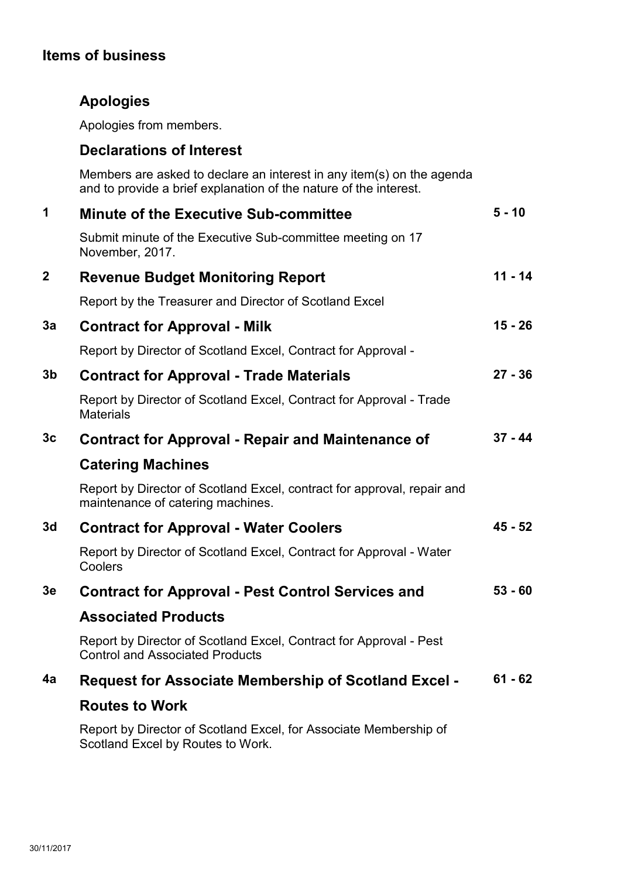## Items of business

### Apologies

Apologies from members.

### Declarations of Interest

Members are asked to declare an interest in any item(s) on the agenda and to provide a brief explanation of the nature of the interest.

| | | |
|---|---|---|
| **1** | **Minute of the Executive Sub-committee**<br>Submit minute of the Executive Sub-committee meeting on 17 November, 2017. | **5 - 10** |
| **2** | **Revenue Budget Monitoring Report**<br>Report by the Treasurer and Director of Scotland Excel | **11 - 14** |
| **3a** | **Contract for Approval - Milk**<br>Report by Director of Scotland Excel, Contract for Approval - | **15 - 26** |
| **3b** | **Contract for Approval - Trade Materials**<br>Report by Director of Scotland Excel, Contract for Approval - Trade Materials | **27 - 36** |
| **3c** | **Contract for Approval - Repair and Maintenance of Catering Machines**<br>Report by Director of Scotland Excel, contract for approval, repair and maintenance of catering machines. | **37 - 44** |
| **3d** | **Contract for Approval - Water Coolers**<br>Report by Director of Scotland Excel, Contract for Approval - Water Coolers | **45 - 52** |
| **3e** | **Contract for Approval - Pest Control Services and Associated Products**<br>Report by Director of Scotland Excel, Contract for Approval - Pest Control and Associated Products | **53 - 60** |
| **4a** | **Request for Associate Membership of Scotland Excel - Routes to Work**<br>Report by Director of Scotland Excel, for Associate Membership of Scotland Excel by Routes to Work. | **61 - 62** |

30/11/2017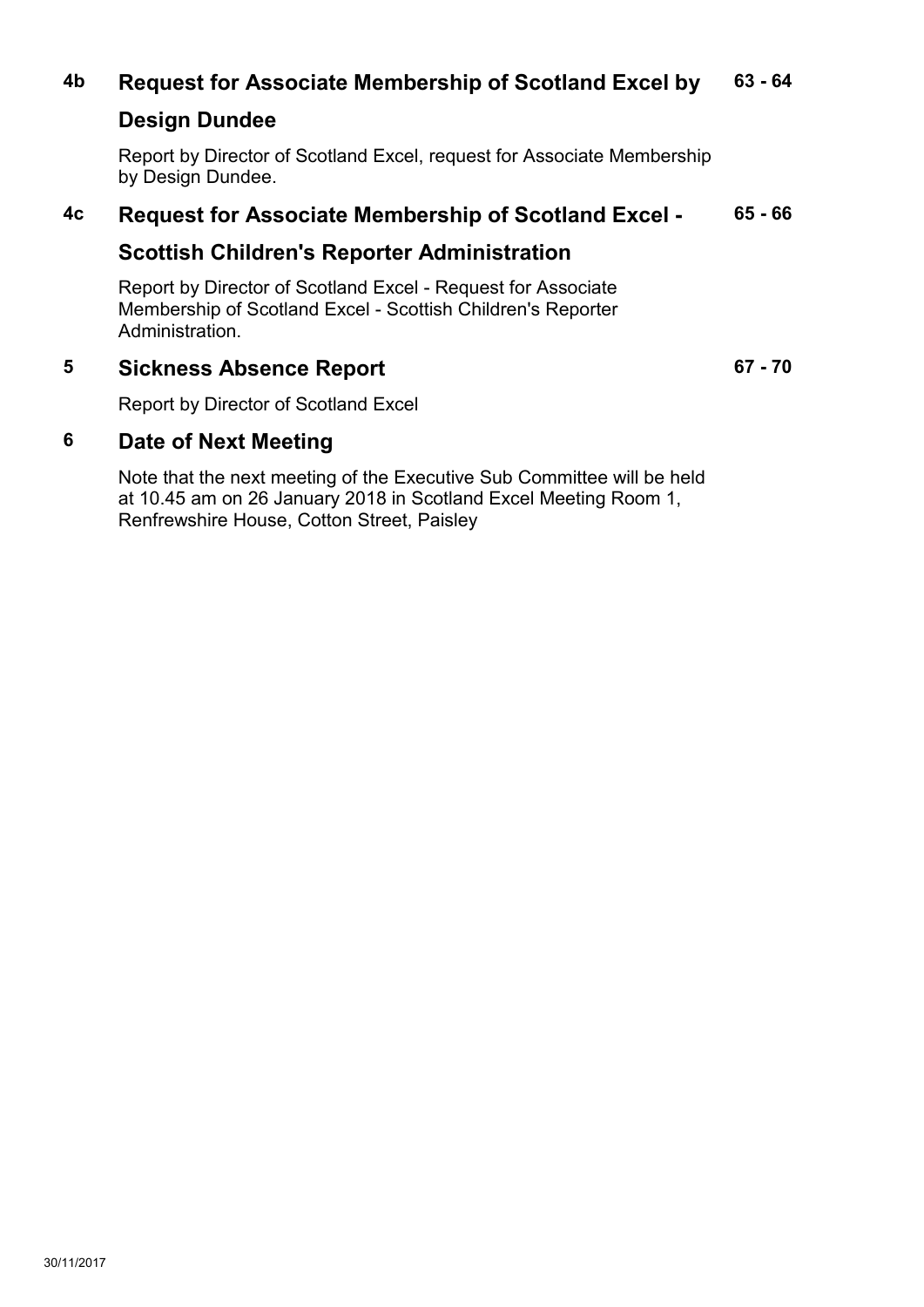## 4b Request for Associate Membership of Scotland Excel by Design Dundee

**63 - 64**

Report by Director of Scotland Excel, request for Associate Membership by Design Dundee.

## 4c Request for Associate Membership of Scotland Excel - Scottish Children's Reporter Administration

**65 - 66**

Report by Director of Scotland Excel - Request for Associate Membership of Scotland Excel - Scottish Children's Reporter Administration.

## 5 Sickness Absence Report

**67 - 70**

Report by Director of Scotland Excel

## 6 Date of Next Meeting

Note that the next meeting of the Executive Sub Committee will be held at 10.45 am on 26 January 2018 in Scotland Excel Meeting Room 1, Renfrewshire House, Cotton Street, Paisley